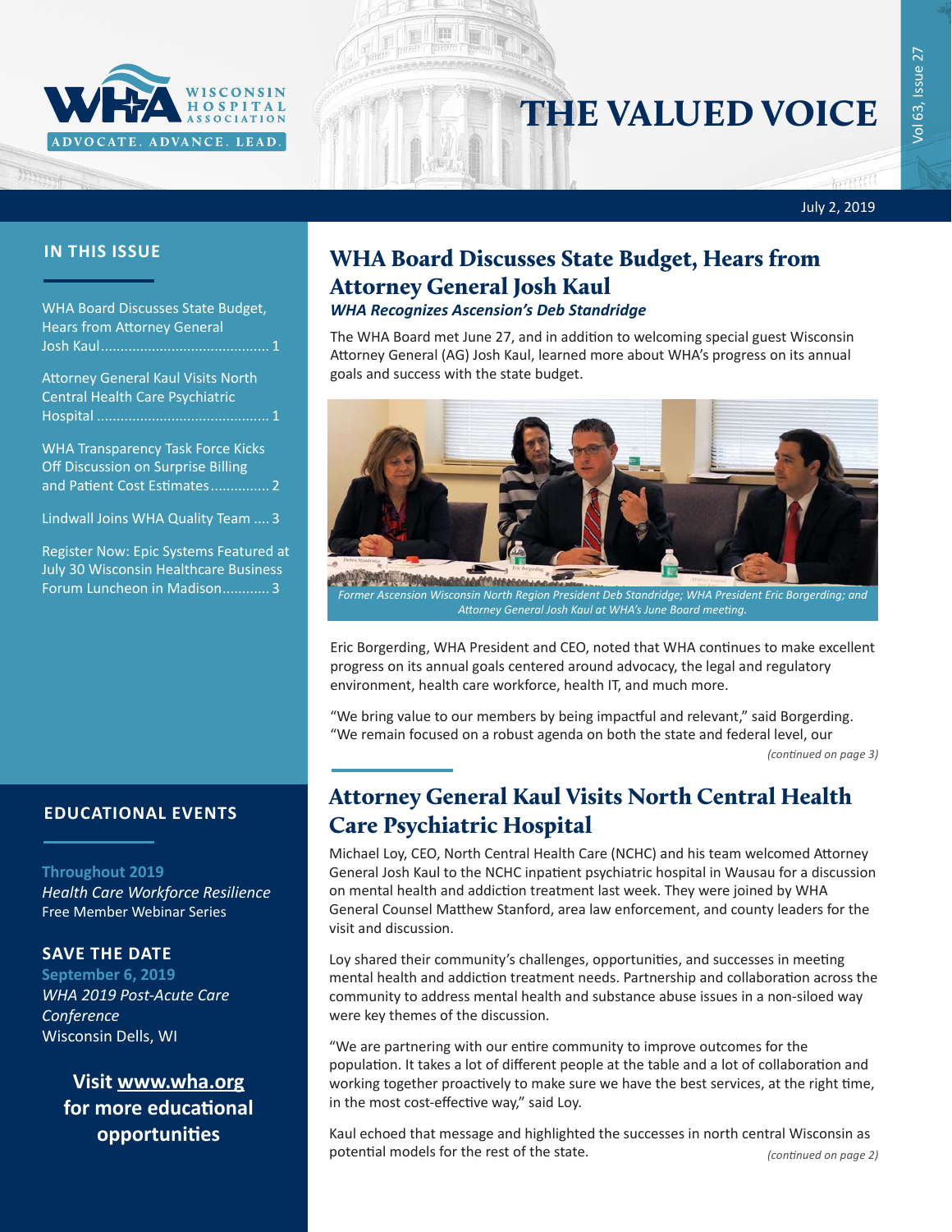# THE VALUED VOICE

July 2, 2019

## IN THIS ISSUE

WHA Board Discusses State Budget, Hears from Attorney General Josh Kaul ........................................... 1

Attorney General Kaul Visits North Central Health Care Psychiatric Hospital ............................................ 1

WHA Transparency Task Force Kicks Off Discussion on Surprise Billing and Patient Cost Estimates ............... 2

Lindwall Joins WHA Quality Team .... 3

Register Now: Epic Systems Featured at July 30 Wisconsin Healthcare Business Forum Luncheon in Madison ............ 3

## EDUCATIONAL EVENTS

**Throughout 2019**
*Health Care Workforce Resilience*
Free Member Webinar Series

**SAVE THE DATE**
**September 6, 2019**
*WHA 2019 Post-Acute Care Conference*
Wisconsin Dells, WI

**Visit www.wha.org for more educational opportunities**

## WHA Board Discusses State Budget, Hears from Attorney General Josh Kaul

***WHA Recognizes Ascension's Deb Standridge***

The WHA Board met June 27, and in addition to welcoming special guest Wisconsin Attorney General (AG) Josh Kaul, learned more about WHA's progress on its annual goals and success with the state budget.

*Former Ascension Wisconsin North Region President Deb Standridge; WHA President Eric Borgerding; and Attorney General Josh Kaul at WHA's June Board meeting.*

Eric Borgerding, WHA President and CEO, noted that WHA continues to make excellent progress on its annual goals centered around advocacy, the legal and regulatory environment, health care workforce, health IT, and much more.

"We bring value to our members by being impactful and relevant," said Borgerding. "We remain focused on a robust agenda on both the state and federal level, our

*(continued on page 3)*

## Attorney General Kaul Visits North Central Health Care Psychiatric Hospital

Michael Loy, CEO, North Central Health Care (NCHC) and his team welcomed Attorney General Josh Kaul to the NCHC inpatient psychiatric hospital in Wausau for a discussion on mental health and addiction treatment last week. They were joined by WHA General Counsel Matthew Stanford, area law enforcement, and county leaders for the visit and discussion.

Loy shared their community's challenges, opportunities, and successes in meeting mental health and addiction treatment needs. Partnership and collaboration across the community to address mental health and substance abuse issues in a non-siloed way were key themes of the discussion.

"We are partnering with our entire community to improve outcomes for the population. It takes a lot of different people at the table and a lot of collaboration and working together proactively to make sure we have the best services, at the right time, in the most cost-effective way," said Loy.

Kaul echoed that message and highlighted the successes in north central Wisconsin as potential models for the rest of the state.

*(continued on page 2)*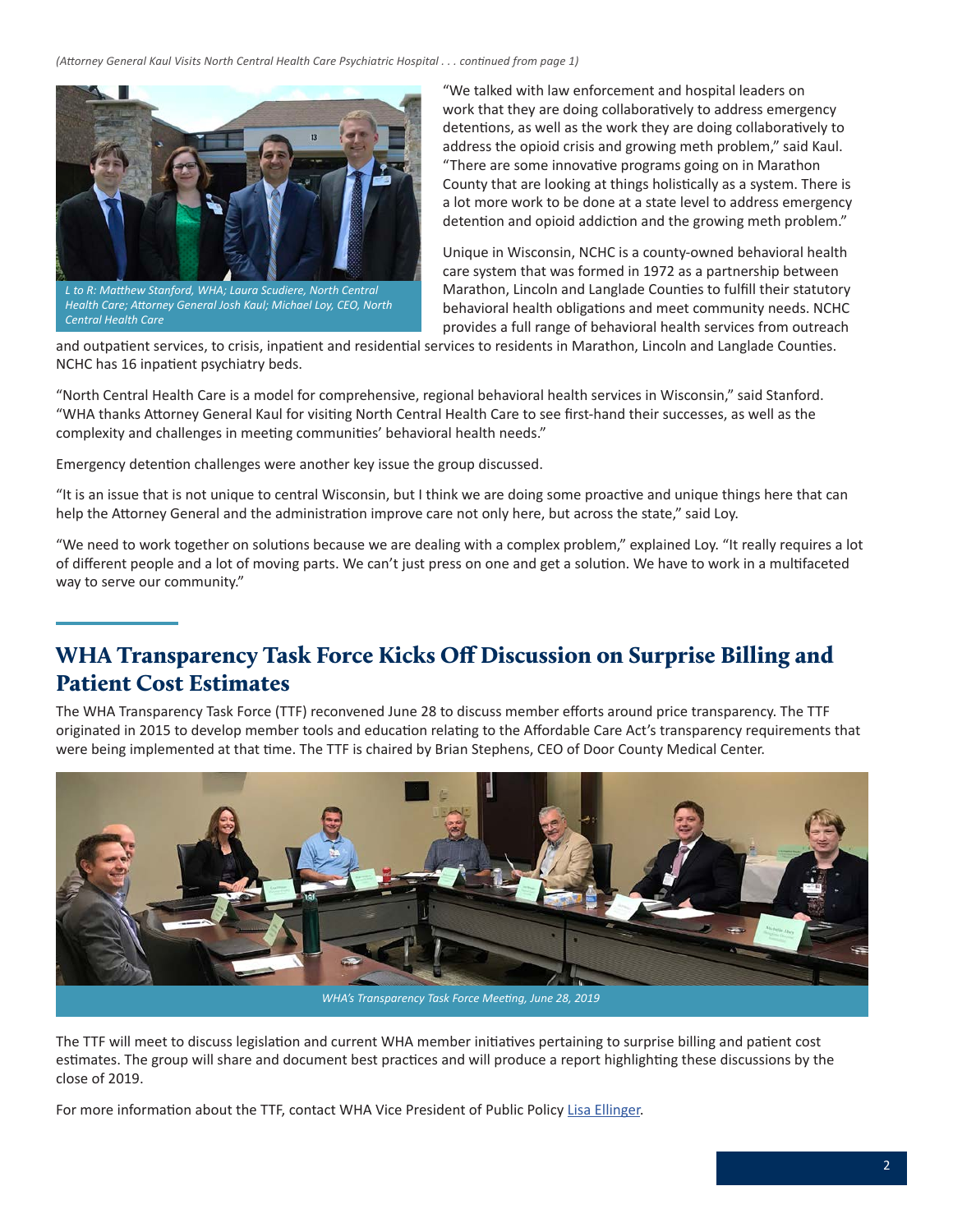*(Attorney General Kaul Visits North Central Health Care Psychiatric Hospital . . . continued from page 1)*

*L to R: Matthew Stanford, WHA; Laura Scudiere, North Central Health Care; Attorney General Josh Kaul; Michael Loy, CEO, North Central Health Care*

"We talked with law enforcement and hospital leaders on work that they are doing collaboratively to address emergency detentions, as well as the work they are doing collaboratively to address the opioid crisis and growing meth problem," said Kaul. "There are some innovative programs going on in Marathon County that are looking at things holistically as a system. There is a lot more work to be done at a state level to address emergency detention and opioid addiction and the growing meth problem."

Unique in Wisconsin, NCHC is a county-owned behavioral health care system that was formed in 1972 as a partnership between Marathon, Lincoln and Langlade Counties to fulfill their statutory behavioral health obligations and meet community needs. NCHC provides a full range of behavioral health services from outreach and outpatient services, to crisis, inpatient and residential services to residents in Marathon, Lincoln and Langlade Counties. NCHC has 16 inpatient psychiatry beds.

"North Central Health Care is a model for comprehensive, regional behavioral health services in Wisconsin," said Stanford. "WHA thanks Attorney General Kaul for visiting North Central Health Care to see first-hand their successes, as well as the complexity and challenges in meeting communities' behavioral health needs."

Emergency detention challenges were another key issue the group discussed.

"It is an issue that is not unique to central Wisconsin, but I think we are doing some proactive and unique things here that can help the Attorney General and the administration improve care not only here, but across the state," said Loy.

"We need to work together on solutions because we are dealing with a complex problem," explained Loy. "It really requires a lot of different people and a lot of moving parts. We can't just press on one and get a solution. We have to work in a multifaceted way to serve our community."

## WHA Transparency Task Force Kicks Off Discussion on Surprise Billing and Patient Cost Estimates

The WHA Transparency Task Force (TTF) reconvened June 28 to discuss member efforts around price transparency. The TTF originated in 2015 to develop member tools and education relating to the Affordable Care Act's transparency requirements that were being implemented at that time. The TTF is chaired by Brian Stephens, CEO of Door County Medical Center.

*WHA's Transparency Task Force Meeting, June 28, 2019*

The TTF will meet to discuss legislation and current WHA member initiatives pertaining to surprise billing and patient cost estimates. The group will share and document best practices and will produce a report highlighting these discussions by the close of 2019.

For more information about the TTF, contact WHA Vice President of Public Policy Lisa Ellinger.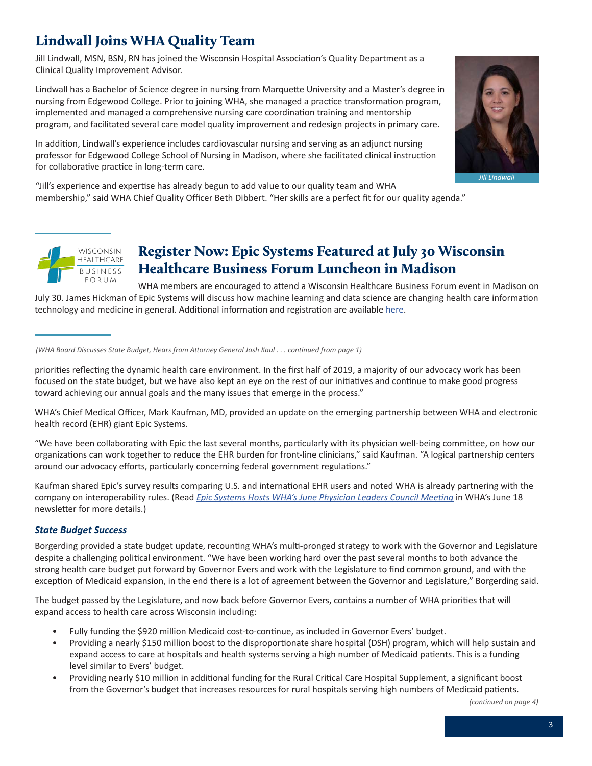# Lindwall Joins WHA Quality Team

Jill Lindwall, MSN, BSN, RN has joined the Wisconsin Hospital Association's Quality Department as a Clinical Quality Improvement Advisor.

Lindwall has a Bachelor of Science degree in nursing from Marquette University and a Master's degree in nursing from Edgewood College. Prior to joining WHA, she managed a practice transformation program, implemented and managed a comprehensive nursing care coordination training and mentorship program, and facilitated several care model quality improvement and redesign projects in primary care.

In addition, Lindwall's experience includes cardiovascular nursing and serving as an adjunct nursing professor for Edgewood College School of Nursing in Madison, where she facilitated clinical instruction for collaborative practice in long-term care.

*Jill Lindwall*

"Jill's experience and expertise has already begun to add value to our quality team and WHA membership," said WHA Chief Quality Officer Beth Dibbert. "Her skills are a perfect fit for our quality agenda."

# Register Now: Epic Systems Featured at July 30 Wisconsin Healthcare Business Forum Luncheon in Madison

WISCONSIN HEALTHCARE BUSINESS FORUM

WHA members are encouraged to attend a Wisconsin Healthcare Business Forum event in Madison on July 30. James Hickman of Epic Systems will discuss how machine learning and data science are changing health care information technology and medicine in general. Additional information and registration are available here.

*(WHA Board Discusses State Budget, Hears from Attorney General Josh Kaul . . . continued from page 1)*

priorities reflecting the dynamic health care environment. In the first half of 2019, a majority of our advocacy work has been focused on the state budget, but we have also kept an eye on the rest of our initiatives and continue to make good progress toward achieving our annual goals and the many issues that emerge in the process."

WHA's Chief Medical Officer, Mark Kaufman, MD, provided an update on the emerging partnership between WHA and electronic health record (EHR) giant Epic Systems.

"We have been collaborating with Epic the last several months, particularly with its physician well-being committee, on how our organizations can work together to reduce the EHR burden for front-line clinicians," said Kaufman. "A logical partnership centers around our advocacy efforts, particularly concerning federal government regulations."

Kaufman shared Epic's survey results comparing U.S. and international EHR users and noted WHA is already partnering with the company on interoperability rules. (Read *Epic Systems Hosts WHA's June Physician Leaders Council Meeting* in WHA's June 18 newsletter for more details.)

### *State Budget Success*

Borgerding provided a state budget update, recounting WHA's multi-pronged strategy to work with the Governor and Legislature despite a challenging political environment. "We have been working hard over the past several months to both advance the strong health care budget put forward by Governor Evers and work with the Legislature to find common ground, and with the exception of Medicaid expansion, in the end there is a lot of agreement between the Governor and Legislature," Borgerding said.

The budget passed by the Legislature, and now back before Governor Evers, contains a number of WHA priorities that will expand access to health care across Wisconsin including:

- Fully funding the $920 million Medicaid cost-to-continue, as included in Governor Evers' budget.
- Providing a nearly $150 million boost to the disproportionate share hospital (DSH) program, which will help sustain and expand access to care at hospitals and health systems serving a high number of Medicaid patients. This is a funding level similar to Evers' budget.
- Providing nearly $10 million in additional funding for the Rural Critical Care Hospital Supplement, a significant boost from the Governor's budget that increases resources for rural hospitals serving high numbers of Medicaid patients.

*(continued on page 4)*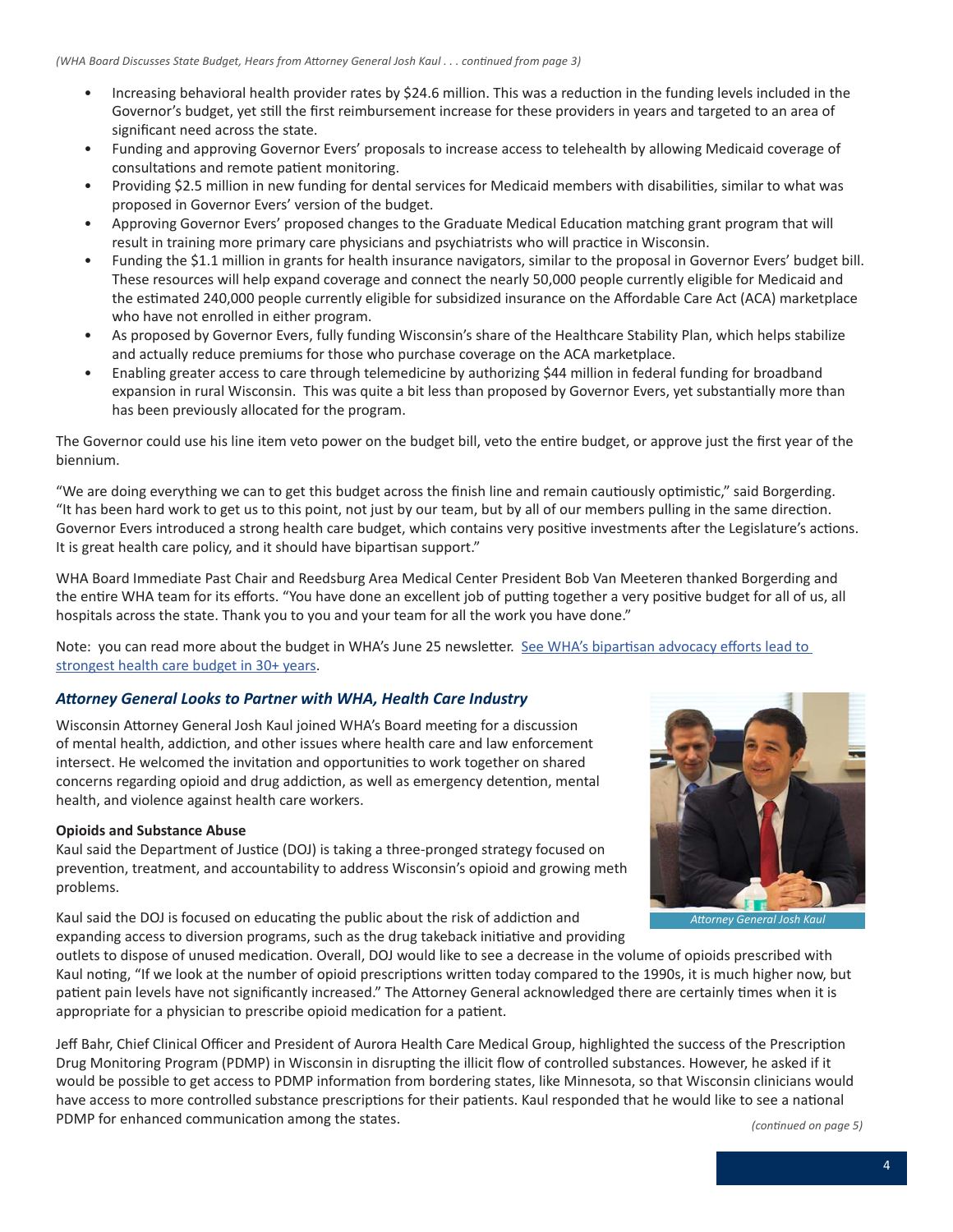*(WHA Board Discusses State Budget, Hears from Attorney General Josh Kaul . . . continued from page 3)*

- Increasing behavioral health provider rates by $24.6 million. This was a reduction in the funding levels included in the Governor's budget, yet still the first reimbursement increase for these providers in years and targeted to an area of significant need across the state.
- Funding and approving Governor Evers' proposals to increase access to telehealth by allowing Medicaid coverage of consultations and remote patient monitoring.
- Providing $2.5 million in new funding for dental services for Medicaid members with disabilities, similar to what was proposed in Governor Evers' version of the budget.
- Approving Governor Evers' proposed changes to the Graduate Medical Education matching grant program that will result in training more primary care physicians and psychiatrists who will practice in Wisconsin.
- Funding the $1.1 million in grants for health insurance navigators, similar to the proposal in Governor Evers' budget bill. These resources will help expand coverage and connect the nearly 50,000 people currently eligible for Medicaid and the estimated 240,000 people currently eligible for subsidized insurance on the Affordable Care Act (ACA) marketplace who have not enrolled in either program.
- As proposed by Governor Evers, fully funding Wisconsin's share of the Healthcare Stability Plan, which helps stabilize and actually reduce premiums for those who purchase coverage on the ACA marketplace.
- Enabling greater access to care through telemedicine by authorizing $44 million in federal funding for broadband expansion in rural Wisconsin. This was quite a bit less than proposed by Governor Evers, yet substantially more than has been previously allocated for the program.

The Governor could use his line item veto power on the budget bill, veto the entire budget, or approve just the first year of the biennium.

"We are doing everything we can to get this budget across the finish line and remain cautiously optimistic," said Borgerding. "It has been hard work to get us to this point, not just by our team, but by all of our members pulling in the same direction. Governor Evers introduced a strong health care budget, which contains very positive investments after the Legislature's actions. It is great health care policy, and it should have bipartisan support."

WHA Board Immediate Past Chair and Reedsburg Area Medical Center President Bob Van Meeteren thanked Borgerding and the entire WHA team for its efforts. "You have done an excellent job of putting together a very positive budget for all of us, all hospitals across the state. Thank you to you and your team for all the work you have done."

Note: you can read more about the budget in WHA's June 25 newsletter. See WHA's bipartisan advocacy efforts lead to strongest health care budget in 30+ years.

### *Attorney General Looks to Partner with WHA, Health Care Industry*

Wisconsin Attorney General Josh Kaul joined WHA's Board meeting for a discussion of mental health, addiction, and other issues where health care and law enforcement intersect. He welcomed the invitation and opportunities to work together on shared concerns regarding opioid and drug addiction, as well as emergency detention, mental health, and violence against health care workers.

*Attorney General Josh Kaul*

**Opioids and Substance Abuse**

Kaul said the Department of Justice (DOJ) is taking a three-pronged strategy focused on prevention, treatment, and accountability to address Wisconsin's opioid and growing meth problems.

Kaul said the DOJ is focused on educating the public about the risk of addiction and expanding access to diversion programs, such as the drug takeback initiative and providing outlets to dispose of unused medication. Overall, DOJ would like to see a decrease in the volume of opioids prescribed with Kaul noting, "If we look at the number of opioid prescriptions written today compared to the 1990s, it is much higher now, but patient pain levels have not significantly increased." The Attorney General acknowledged there are certainly times when it is appropriate for a physician to prescribe opioid medication for a patient.

Jeff Bahr, Chief Clinical Officer and President of Aurora Health Care Medical Group, highlighted the success of the Prescription Drug Monitoring Program (PDMP) in Wisconsin in disrupting the illicit flow of controlled substances. However, he asked if it would be possible to get access to PDMP information from bordering states, like Minnesota, so that Wisconsin clinicians would have access to more controlled substance prescriptions for their patients. Kaul responded that he would like to see a national PDMP for enhanced communication among the states.

*(continued on page 5)*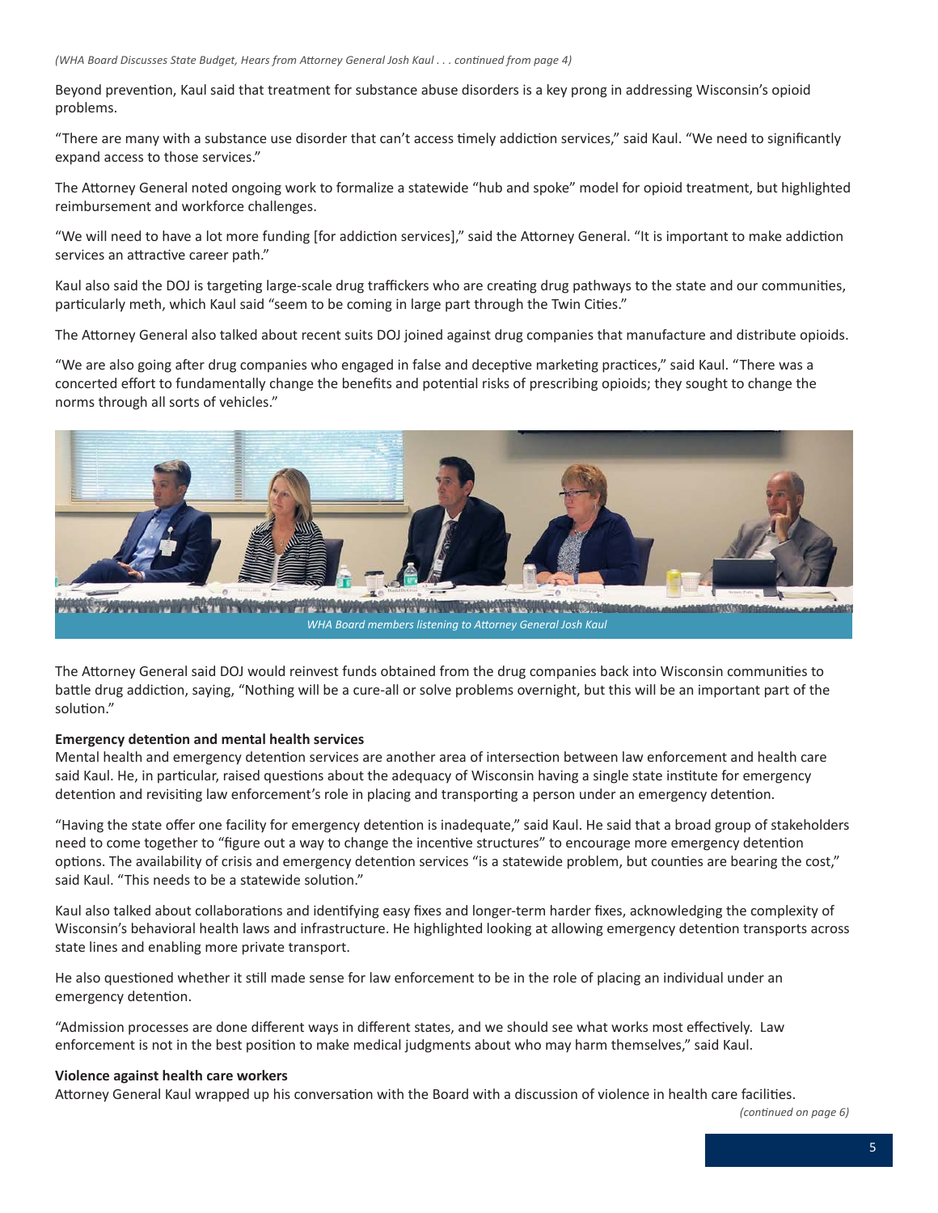*(WHA Board Discusses State Budget, Hears from Attorney General Josh Kaul . . . continued from page 4)*

Beyond prevention, Kaul said that treatment for substance abuse disorders is a key prong in addressing Wisconsin's opioid problems.

"There are many with a substance use disorder that can't access timely addiction services," said Kaul. "We need to significantly expand access to those services."

The Attorney General noted ongoing work to formalize a statewide "hub and spoke" model for opioid treatment, but highlighted reimbursement and workforce challenges.

"We will need to have a lot more funding [for addiction services]," said the Attorney General. "It is important to make addiction services an attractive career path."

Kaul also said the DOJ is targeting large-scale drug traffickers who are creating drug pathways to the state and our communities, particularly meth, which Kaul said "seem to be coming in large part through the Twin Cities."

The Attorney General also talked about recent suits DOJ joined against drug companies that manufacture and distribute opioids.

"We are also going after drug companies who engaged in false and deceptive marketing practices," said Kaul. "There was a concerted effort to fundamentally change the benefits and potential risks of prescribing opioids; they sought to change the norms through all sorts of vehicles."

*WHA Board members listening to Attorney General Josh Kaul*

The Attorney General said DOJ would reinvest funds obtained from the drug companies back into Wisconsin communities to battle drug addiction, saying, "Nothing will be a cure-all or solve problems overnight, but this will be an important part of the solution."

**Emergency detention and mental health services**

Mental health and emergency detention services are another area of intersection between law enforcement and health care said Kaul. He, in particular, raised questions about the adequacy of Wisconsin having a single state institute for emergency detention and revisiting law enforcement's role in placing and transporting a person under an emergency detention.

"Having the state offer one facility for emergency detention is inadequate," said Kaul. He said that a broad group of stakeholders need to come together to "figure out a way to change the incentive structures" to encourage more emergency detention options. The availability of crisis and emergency detention services "is a statewide problem, but counties are bearing the cost," said Kaul. "This needs to be a statewide solution."

Kaul also talked about collaborations and identifying easy fixes and longer-term harder fixes, acknowledging the complexity of Wisconsin's behavioral health laws and infrastructure. He highlighted looking at allowing emergency detention transports across state lines and enabling more private transport.

He also questioned whether it still made sense for law enforcement to be in the role of placing an individual under an emergency detention.

"Admission processes are done different ways in different states, and we should see what works most effectively. Law enforcement is not in the best position to make medical judgments about who may harm themselves," said Kaul.

**Violence against health care workers**

Attorney General Kaul wrapped up his conversation with the Board with a discussion of violence in health care facilities.

*(continued on page 6)*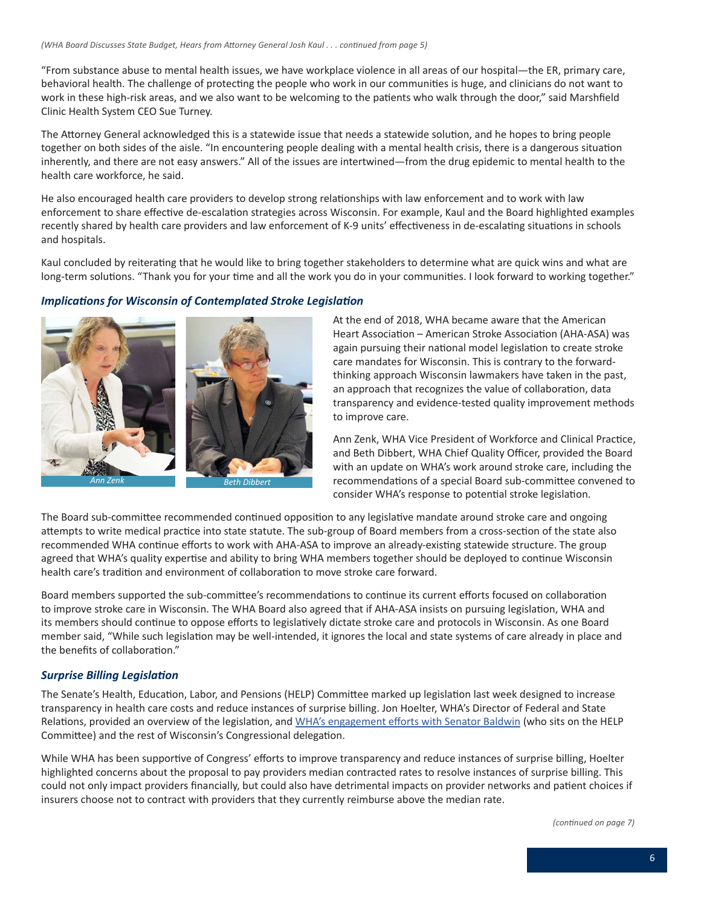*(WHA Board Discusses State Budget, Hears from Attorney General Josh Kaul . . . continued from page 5)*

"From substance abuse to mental health issues, we have workplace violence in all areas of our hospital—the ER, primary care, behavioral health. The challenge of protecting the people who work in our communities is huge, and clinicians do not want to work in these high-risk areas, and we also want to be welcoming to the patients who walk through the door," said Marshfield Clinic Health System CEO Sue Turney.

The Attorney General acknowledged this is a statewide issue that needs a statewide solution, and he hopes to bring people together on both sides of the aisle. "In encountering people dealing with a mental health crisis, there is a dangerous situation inherently, and there are not easy answers." All of the issues are intertwined—from the drug epidemic to mental health to the health care workforce, he said.

He also encouraged health care providers to develop strong relationships with law enforcement and to work with law enforcement to share effective de-escalation strategies across Wisconsin. For example, Kaul and the Board highlighted examples recently shared by health care providers and law enforcement of K-9 units' effectiveness in de-escalating situations in schools and hospitals.

Kaul concluded by reiterating that he would like to bring together stakeholders to determine what are quick wins and what are long-term solutions. "Thank you for your time and all the work you do in your communities. I look forward to working together."

### *Implications for Wisconsin of Contemplated Stroke Legislation*

Ann Zenk

Beth Dibbert

At the end of 2018, WHA became aware that the American Heart Association – American Stroke Association (AHA-ASA) was again pursuing their national model legislation to create stroke care mandates for Wisconsin. This is contrary to the forward-thinking approach Wisconsin lawmakers have taken in the past, an approach that recognizes the value of collaboration, data transparency and evidence-tested quality improvement methods to improve care.

Ann Zenk, WHA Vice President of Workforce and Clinical Practice, and Beth Dibbert, WHA Chief Quality Officer, provided the Board with an update on WHA's work around stroke care, including the recommendations of a special Board sub-committee convened to consider WHA's response to potential stroke legislation.

The Board sub-committee recommended continued opposition to any legislative mandate around stroke care and ongoing attempts to write medical practice into state statute. The sub-group of Board members from a cross-section of the state also recommended WHA continue efforts to work with AHA-ASA to improve an already-existing statewide structure. The group agreed that WHA's quality expertise and ability to bring WHA members together should be deployed to continue Wisconsin health care's tradition and environment of collaboration to move stroke care forward.

Board members supported the sub-committee's recommendations to continue its current efforts focused on collaboration to improve stroke care in Wisconsin. The WHA Board also agreed that if AHA-ASA insists on pursuing legislation, WHA and its members should continue to oppose efforts to legislatively dictate stroke care and protocols in Wisconsin. As one Board member said, "While such legislation may be well-intended, it ignores the local and state systems of care already in place and the benefits of collaboration."

### *Surprise Billing Legislation*

The Senate's Health, Education, Labor, and Pensions (HELP) Committee marked up legislation last week designed to increase transparency in health care costs and reduce instances of surprise billing. Jon Hoelter, WHA's Director of Federal and State Relations, provided an overview of the legislation, and WHA's engagement efforts with Senator Baldwin (who sits on the HELP Committee) and the rest of Wisconsin's Congressional delegation.

While WHA has been supportive of Congress' efforts to improve transparency and reduce instances of surprise billing, Hoelter highlighted concerns about the proposal to pay providers median contracted rates to resolve instances of surprise billing. This could not only impact providers financially, but could also have detrimental impacts on provider networks and patient choices if insurers choose not to contract with providers that they currently reimburse above the median rate.

*(continued on page 7)*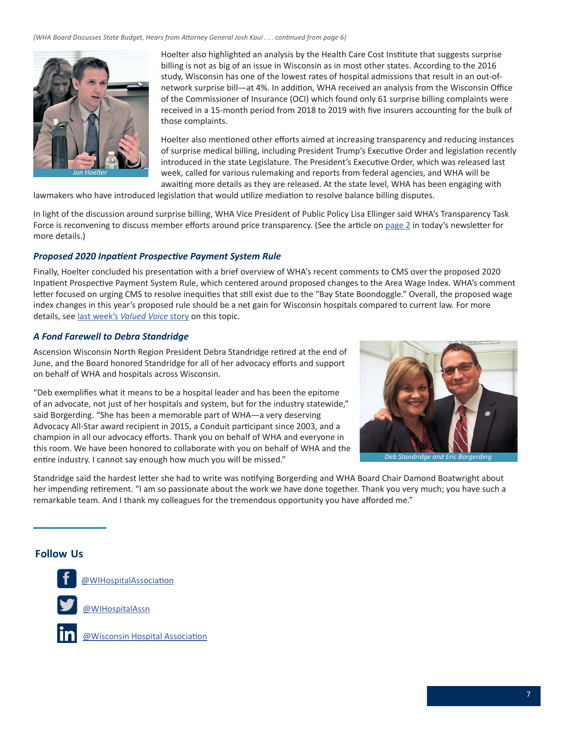*(WHA Board Discusses State Budget, Hears from Attorney General Josh Kaul . . . continued from page 6)*

Jon Hoelter

Hoelter also highlighted an analysis by the Health Care Cost Institute that suggests surprise billing is not as big of an issue in Wisconsin as in most other states. According to the 2016 study, Wisconsin has one of the lowest rates of hospital admissions that result in an out-of-network surprise bill—at 4%. In addition, WHA received an analysis from the Wisconsin Office of the Commissioner of Insurance (OCI) which found only 61 surprise billing complaints were received in a 15-month period from 2018 to 2019 with five insurers accounting for the bulk of those complaints.

Hoelter also mentioned other efforts aimed at increasing transparency and reducing instances of surprise medical billing, including President Trump's Executive Order and legislation recently introduced in the state Legislature. The President's Executive Order, which was released last week, called for various rulemaking and reports from federal agencies, and WHA will be awaiting more details as they are released. At the state level, WHA has been engaging with lawmakers who have introduced legislation that would utilize mediation to resolve balance billing disputes.

In light of the discussion around surprise billing, WHA Vice President of Public Policy Lisa Ellinger said WHA's Transparency Task Force is reconvening to discuss member efforts around price transparency. (See the article on page 2 in today's newsletter for more details.)

### *Proposed 2020 Inpatient Prospective Payment System Rule*

Finally, Hoelter concluded his presentation with a brief overview of WHA's recent comments to CMS over the proposed 2020 Inpatient Prospective Payment System Rule, which centered around proposed changes to the Area Wage Index. WHA's comment letter focused on urging CMS to resolve inequities that still exist due to the "Bay State Boondoggle." Overall, the proposed wage index changes in this year's proposed rule should be a net gain for Wisconsin hospitals compared to current law. For more details, see last week's *Valued Voice* story on this topic.

### *A Fond Farewell to Debra Standridge*

Ascension Wisconsin North Region President Debra Standridge retired at the end of June, and the Board honored Standridge for all of her advocacy efforts and support on behalf of WHA and hospitals across Wisconsin.

"Deb exemplifies what it means to be a hospital leader and has been the epitome of an advocate, not just of her hospitals and system, but for the industry statewide," said Borgerding. "She has been a memorable part of WHA—a very deserving Advocacy All-Star award recipient in 2015, a Conduit participant since 2003, and a champion in all our advocacy efforts. Thank you on behalf of WHA and everyone in this room. We have been honored to collaborate with you on behalf of WHA and the entire industry. I cannot say enough how much you will be missed."

Deb Standridge and Eric Borgerding

Standridge said the hardest letter she had to write was notifying Borgerding and WHA Board Chair Damond Boatwright about her impending retirement. "I am so passionate about the work we have done together. Thank you very much; you have such a remarkable team. And I thank my colleagues for the tremendous opportunity you have afforded me."

## Follow Us

- @WIHospitalAssociation
- @WIHospitalAssn
- @Wisconsin Hospital Association